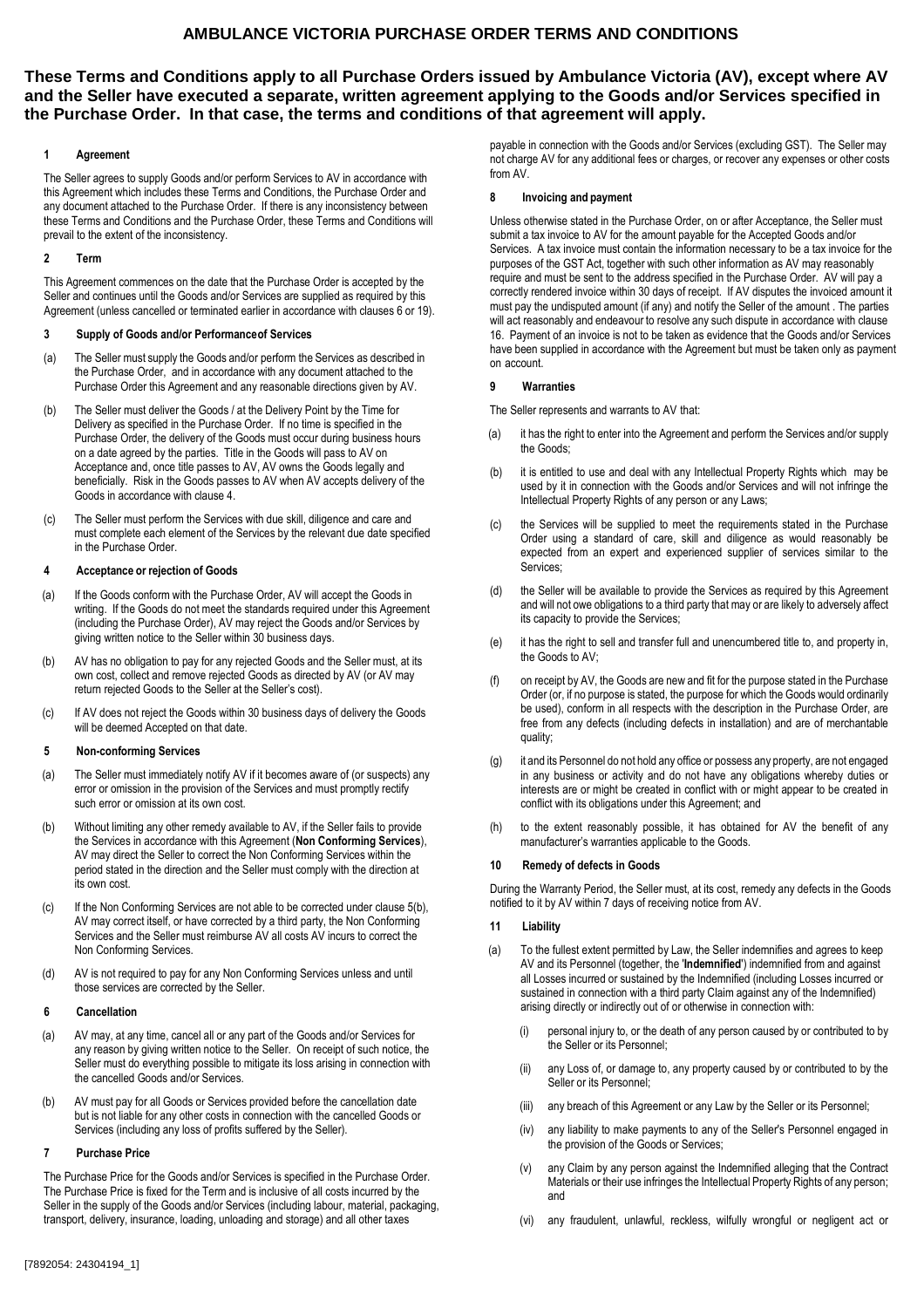# AMBULANCE VICTORIA PURCHASE ORDER TERMS AND CONDITIONS

**These Terms and Conditions apply to all Purchase Orders issued by Ambulance Victoria (AV), except where AV and the Seller have executed a separate, written agreement applying to the Goods and/or Services specified in the Purchase Order. In that case, the terms and conditions of that agreement will apply.**

### 1 Agreement

The Seller agrees to supply Goods and/or perform Services to AV in accordance with this Agreement which includes these Terms and Conditions, the Purchase Order and any document attached to the Purchase Order. If there is any inconsistency between these Terms and Conditions and the Purchase Order, these Terms and Conditions will prevail to the extent of the inconsistency.

### 2 Term

This Agreement commences on the date that the Purchase Order is accepted by the Seller and continues until the Goods and/or Services are supplied as required by this Agreement (unless cancelled or terminated earlier in accordance with clauses 6 or 19).

### 3 Supply of Goods and/or Performance of Services

(a) The Seller must supply the Goods and/or perform the Services as described in the Purchase Order, and in accordance with any document attached to the Purchase Order this Agreement and any reasonable directions given by AV.

(b) The Seller must deliver the Goods / at the Delivery Point by the Time for Delivery as specified in the Purchase Order. If no time is specified in the Purchase Order, the delivery of the Goods must occur during business hours on a date agreed by the parties. Title in the Goods will pass to AV on Acceptance and, once title passes to AV, AV owns the Goods legally and beneficially. Risk in the Goods passes to AV when AV accepts delivery of the Goods in accordance with clause 4.

(c) The Seller must perform the Services with due skill, diligence and care and must complete each element of the Services by the relevant due date specified in the Purchase Order.

### 4 Acceptance or rejection of Goods

(a) If the Goods conform with the Purchase Order, AV will accept the Goods in writing. If the Goods do not meet the standards required under this Agreement (including the Purchase Order), AV may reject the Goods and/or Services by giving written notice to the Seller within 30 business days.

(b) AV has no obligation to pay for any rejected Goods and the Seller must, at its own cost, collect and remove rejected Goods as directed by AV (or AV may return rejected Goods to the Seller at the Seller's cost).

(c) If AV does not reject the Goods within 30 business days of delivery the Goods will be deemed Accepted on that date.

### 5 Non-conforming Services

(a) The Seller must immediately notify AV if it becomes aware of (or suspects) any error or omission in the provision of the Services and must promptly rectify such error or omission at its own cost.

(b) Without limiting any other remedy available to AV, if the Seller fails to provide the Services in accordance with this Agreement (**Non Conforming Services**), AV may direct the Seller to correct the Non Conforming Services within the period stated in the direction and the Seller must comply with the direction at its own cost.

(c) If the Non Conforming Services are not able to be corrected under clause 5(b), AV may correct itself, or have corrected by a third party, the Non Conforming Services and the Seller must reimburse AV all costs AV incurs to correct the Non Conforming Services.

(d) AV is not required to pay for any Non Conforming Services unless and until those services are corrected by the Seller.

### 6 Cancellation

(a) AV may, at any time, cancel all or any part of the Goods and/or Services for any reason by giving written notice to the Seller. On receipt of such notice, the Seller must do everything possible to mitigate its loss arising in connection with the cancelled Goods and/or Services.

(b) AV must pay for all Goods or Services provided before the cancellation date but is not liable for any other costs in connection with the cancelled Goods or Services (including any loss of profits suffered by the Seller).

### 7 Purchase Price

The Purchase Price for the Goods and/or Services is specified in the Purchase Order. The Purchase Price is fixed for the Term and is inclusive of all costs incurred by the Seller in the supply of the Goods and/or Services (including labour, material, packaging, transport, delivery, insurance, loading, unloading and storage) and all other taxes payable in connection with the Goods and/or Services (excluding GST). The Seller may not charge AV for any additional fees or charges, or recover any expenses or other costs from AV.

### 8 Invoicing and payment

Unless otherwise stated in the Purchase Order, on or after Acceptance, the Seller must submit a tax invoice to AV for the amount payable for the Accepted Goods and/or Services. A tax invoice must contain the information necessary to be a tax invoice for the purposes of the GST Act, together with such other information as AV may reasonably require and must be sent to the address specified in the Purchase Order. AV will pay a correctly rendered invoice within 30 days of receipt. If AV disputes the invoiced amount it must pay the undisputed amount (if any) and notify the Seller of the amount . The parties will act reasonably and endeavour to resolve any such dispute in accordance with clause 16. Payment of an invoice is not to be taken as evidence that the Goods and/or Services have been supplied in accordance with the Agreement but must be taken only as payment on account.

### 9 Warranties

The Seller represents and warrants to AV that:

(a) it has the right to enter into the Agreement and perform the Services and/or supply the Goods;

(b) it is entitled to use and deal with any Intellectual Property Rights which may be used by it in connection with the Goods and/or Services and will not infringe the Intellectual Property Rights of any person or any Laws;

(c) the Services will be supplied to meet the requirements stated in the Purchase Order using a standard of care, skill and diligence as would reasonably be expected from an expert and experienced supplier of services similar to the Services;

(d) the Seller will be available to provide the Services as required by this Agreement and will not owe obligations to a third party that may or are likely to adversely affect its capacity to provide the Services;

(e) it has the right to sell and transfer full and unencumbered title to, and property in, the Goods to AV;

(f) on receipt by AV, the Goods are new and fit for the purpose stated in the Purchase Order (or, if no purpose is stated, the purpose for which the Goods would ordinarily be used), conform in all respects with the description in the Purchase Order, are free from any defects (including defects in installation) and are of merchantable quality;

(g) it and its Personnel do not hold any office or possess any property, are not engaged in any business or activity and do not have any obligations whereby duties or interests are or might be created in conflict with or might appear to be created in conflict with its obligations under this Agreement; and

(h) to the extent reasonably possible, it has obtained for AV the benefit of any manufacturer's warranties applicable to the Goods.

### 10 Remedy of defects in Goods

During the Warranty Period, the Seller must, at its cost, remedy any defects in the Goods notified to it by AV within 7 days of receiving notice from AV.

### 11 Liability

(a) To the fullest extent permitted by Law, the Seller indemnifies and agrees to keep AV and its Personnel (together, the '**Indemnified**') indemnified from and against all Losses incurred or sustained by the Indemnified (including Losses incurred or sustained in connection with a third party Claim against any of the Indemnified) arising directly or indirectly out of or otherwise in connection with:

  (i) personal injury to, or the death of any person caused by or contributed to by the Seller or its Personnel;

  (ii) any Loss of, or damage to, any property caused by or contributed to by the Seller or its Personnel;

  (iii) any breach of this Agreement or any Law by the Seller or its Personnel;

  (iv) any liability to make payments to any of the Seller's Personnel engaged in the provision of the Goods or Services;

  (v) any Claim by any person against the Indemnified alleging that the Contract Materials or their use infringes the Intellectual Property Rights of any person; and

  (vi) any fraudulent, unlawful, reckless, wilfully wrongful or negligent act or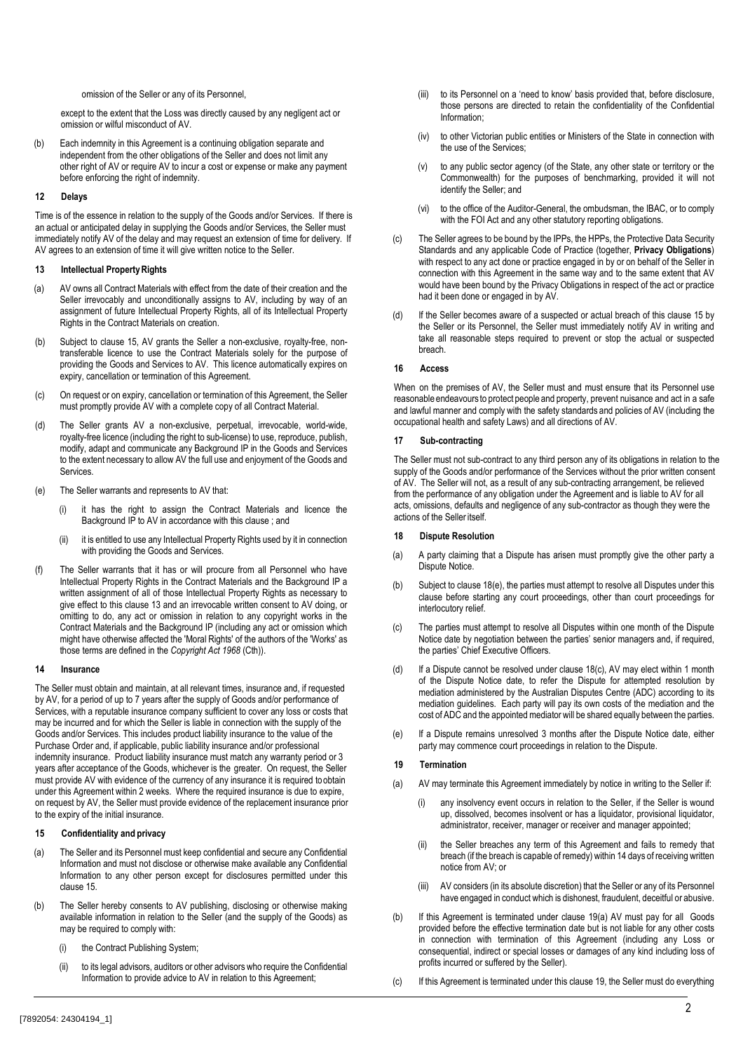omission of the Seller or any of its Personnel,

except to the extent that the Loss was directly caused by any negligent act or omission or wilful misconduct of AV.

(b) Each indemnity in this Agreement is a continuing obligation separate and independent from the other obligations of the Seller and does not limit any other right of AV or require AV to incur a cost or expense or make any payment before enforcing the right of indemnity.

### 12 Delays

Time is of the essence in relation to the supply of the Goods and/or Services. If there is an actual or anticipated delay in supplying the Goods and/or Services, the Seller must immediately notify AV of the delay and may request an extension of time for delivery. If AV agrees to an extension of time it will give written notice to the Seller.

### 13 Intellectual Property Rights

(a) AV owns all Contract Materials with effect from the date of their creation and the Seller irrevocably and unconditionally assigns to AV, including by way of an assignment of future Intellectual Property Rights, all of its Intellectual Property Rights in the Contract Materials on creation.

(b) Subject to clause 15, AV grants the Seller a non-exclusive, royalty-free, non-transferable licence to use the Contract Materials solely for the purpose of providing the Goods and Services to AV. This licence automatically expires on expiry, cancellation or termination of this Agreement.

(c) On request or on expiry, cancellation or termination of this Agreement, the Seller must promptly provide AV with a complete copy of all Contract Material.

(d) The Seller grants AV a non-exclusive, perpetual, irrevocable, world-wide, royalty-free licence (including the right to sub-license) to use, reproduce, publish, modify, adapt and communicate any Background IP in the Goods and Services to the extent necessary to allow AV the full use and enjoyment of the Goods and Services.

(e) The Seller warrants and represents to AV that:

(i) it has the right to assign the Contract Materials and licence the Background IP to AV in accordance with this clause ; and

(ii) it is entitled to use any Intellectual Property Rights used by it in connection with providing the Goods and Services.

(f) The Seller warrants that it has or will procure from all Personnel who have Intellectual Property Rights in the Contract Materials and the Background IP a written assignment of all of those Intellectual Property Rights as necessary to give effect to this clause 13 and an irrevocable written consent to AV doing, or omitting to do, any act or omission in relation to any copyright works in the Contract Materials and the Background IP (including any act or omission which might have otherwise affected the 'Moral Rights' of the authors of the 'Works' as those terms are defined in the *Copyright Act 1968* (Cth)).

### 14 Insurance

The Seller must obtain and maintain, at all relevant times, insurance and, if requested by AV, for a period of up to 7 years after the supply of Goods and/or performance of Services, with a reputable insurance company sufficient to cover any loss or costs that may be incurred and for which the Seller is liable in connection with the supply of the Goods and/or Services. This includes product liability insurance to the value of the Purchase Order and, if applicable, public liability insurance and/or professional indemnity insurance. Product liability insurance must match any warranty period or 3 years after acceptance of the Goods, whichever is the greater. On request, the Seller must provide AV with evidence of the currency of any insurance it is required to obtain under this Agreement within 2 weeks. Where the required insurance is due to expire, on request by AV, the Seller must provide evidence of the replacement insurance prior to the expiry of the initial insurance.

### 15 Confidentiality and privacy

(a) The Seller and its Personnel must keep confidential and secure any Confidential Information and must not disclose or otherwise make available any Confidential Information to any other person except for disclosures permitted under this clause 15.

(b) The Seller hereby consents to AV publishing, disclosing or otherwise making available information in relation to the Seller (and the supply of the Goods) as may be required to comply with:

(i) the Contract Publishing System;

(ii) to its legal advisors, auditors or other advisors who require the Confidential Information to provide advice to AV in relation to this Agreement;

(iii) to its Personnel on a 'need to know' basis provided that, before disclosure, those persons are directed to retain the confidentiality of the Confidential Information;

(iv) to other Victorian public entities or Ministers of the State in connection with the use of the Services;

(v) to any public sector agency (of the State, any other state or territory or the Commonwealth) for the purposes of benchmarking, provided it will not identify the Seller; and

(vi) to the office of the Auditor-General, the ombudsman, the IBAC, or to comply with the FOI Act and any other statutory reporting obligations.

(c) The Seller agrees to be bound by the IPPs, the HPPs, the Protective Data Security Standards and any applicable Code of Practice (together, **Privacy Obligations**) with respect to any act done or practice engaged in by or on behalf of the Seller in connection with this Agreement in the same way and to the same extent that AV would have been bound by the Privacy Obligations in respect of the act or practice had it been done or engaged in by AV.

(d) If the Seller becomes aware of a suspected or actual breach of this clause 15 by the Seller or its Personnel, the Seller must immediately notify AV in writing and take all reasonable steps required to prevent or stop the actual or suspected breach.

### 16 Access

When on the premises of AV, the Seller must and must ensure that its Personnel use reasonable endeavours to protect people and property, prevent nuisance and act in a safe and lawful manner and comply with the safety standards and policies of AV (including the occupational health and safety Laws) and all directions of AV.

### 17 Sub-contracting

The Seller must not sub-contract to any third person any of its obligations in relation to the supply of the Goods and/or performance of the Services without the prior written consent of AV. The Seller will not, as a result of any sub-contracting arrangement, be relieved from the performance of any obligation under the Agreement and is liable to AV for all acts, omissions, defaults and negligence of any sub-contractor as though they were the actions of the Seller itself.

### 18 Dispute Resolution

(a) A party claiming that a Dispute has arisen must promptly give the other party a Dispute Notice.

(b) Subject to clause 18(e), the parties must attempt to resolve all Disputes under this clause before starting any court proceedings, other than court proceedings for interlocutory relief.

(c) The parties must attempt to resolve all Disputes within one month of the Dispute Notice date by negotiation between the parties' senior managers and, if required, the parties' Chief Executive Officers.

(d) If a Dispute cannot be resolved under clause 18(c), AV may elect within 1 month of the Dispute Notice date, to refer the Dispute for attempted resolution by mediation administered by the Australian Disputes Centre (ADC) according to its mediation guidelines. Each party will pay its own costs of the mediation and the cost of ADC and the appointed mediator will be shared equally between the parties.

(e) If a Dispute remains unresolved 3 months after the Dispute Notice date, either party may commence court proceedings in relation to the Dispute.

### 19 Termination

(a) AV may terminate this Agreement immediately by notice in writing to the Seller if:

(i) any insolvency event occurs in relation to the Seller, if the Seller is wound up, dissolved, becomes insolvent or has a liquidator, provisional liquidator, administrator, receiver, manager or receiver and manager appointed;

(ii) the Seller breaches any term of this Agreement and fails to remedy that breach (if the breach is capable of remedy) within 14 days of receiving written notice from AV; or

(iii) AV considers (in its absolute discretion) that the Seller or any of its Personnel have engaged in conduct which is dishonest, fraudulent, deceitful or abusive.

(b) If this Agreement is terminated under clause 19(a) AV must pay for all Goods provided before the effective termination date but is not liable for any other costs in connection with termination of this Agreement (including any Loss or consequential, indirect or special losses or damages of any kind including loss of profits incurred or suffered by the Seller).

(c) If this Agreement is terminated under this clause 19, the Seller must do everything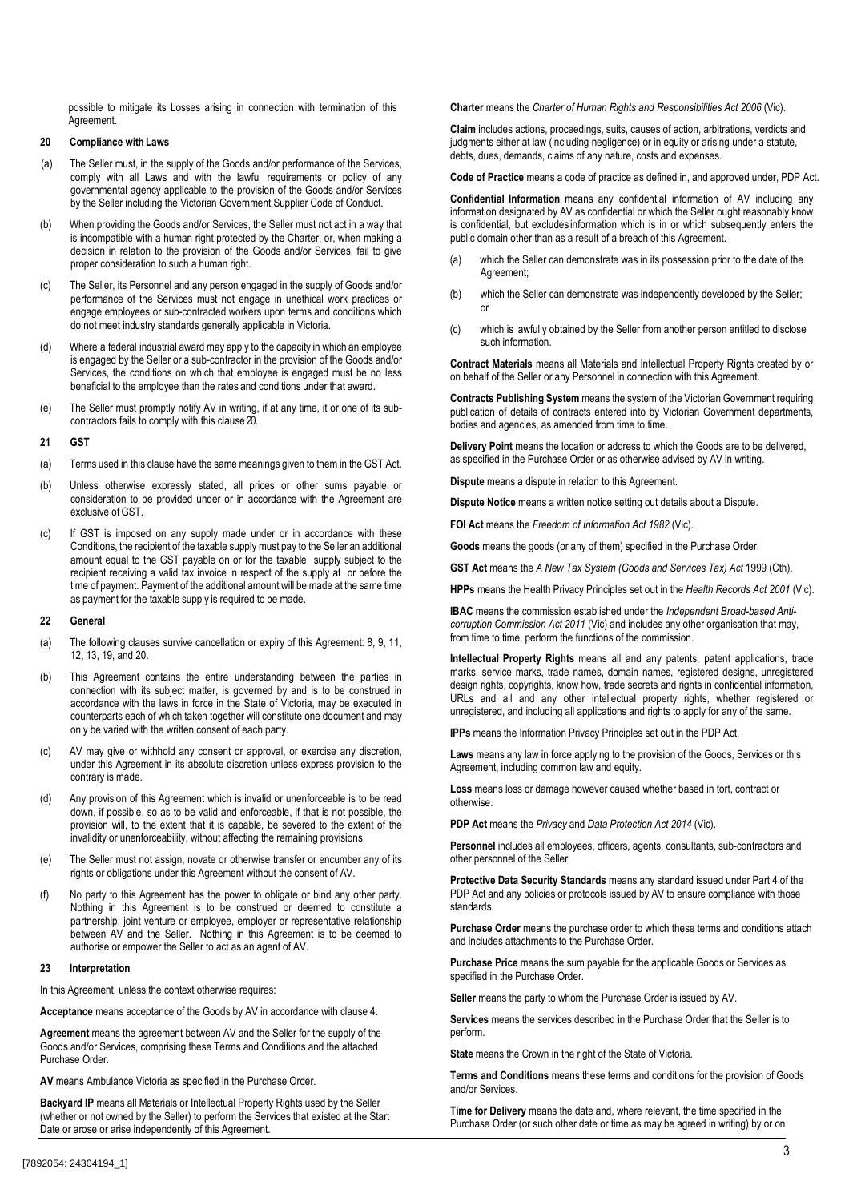possible to mitigate its Losses arising in connection with termination of this Agreement.

**20 Compliance with Laws**

(a) The Seller must, in the supply of the Goods and/or performance of the Services, comply with all Laws and with the lawful requirements or policy of any governmental agency applicable to the provision of the Goods and/or Services by the Seller including the Victorian Government Supplier Code of Conduct.

(b) When providing the Goods and/or Services, the Seller must not act in a way that is incompatible with a human right protected by the Charter, or, when making a decision in relation to the provision of the Goods and/or Services, fail to give proper consideration to such a human right.

(c) The Seller, its Personnel and any person engaged in the supply of Goods and/or performance of the Services must not engage in unethical work practices or engage employees or sub-contracted workers upon terms and conditions which do not meet industry standards generally applicable in Victoria.

(d) Where a federal industrial award may apply to the capacity in which an employee is engaged by the Seller or a sub-contractor in the provision of the Goods and/or Services, the conditions on which that employee is engaged must be no less beneficial to the employee than the rates and conditions under that award.

(e) The Seller must promptly notify AV in writing, if at any time, it or one of its sub-contractors fails to comply with this clause 20.

**21 GST**

(a) Terms used in this clause have the same meanings given to them in the GST Act.

(b) Unless otherwise expressly stated, all prices or other sums payable or consideration to be provided under or in accordance with the Agreement are exclusive of GST.

(c) If GST is imposed on any supply made under or in accordance with these Conditions, the recipient of the taxable supply must pay to the Seller an additional amount equal to the GST payable on or for the taxable supply subject to the recipient receiving a valid tax invoice in respect of the supply at or before the time of payment. Payment of the additional amount will be made at the same time as payment for the taxable supply is required to be made.

**22 General**

(a) The following clauses survive cancellation or expiry of this Agreement: 8, 9, 11, 12, 13, 19, and 20.

(b) This Agreement contains the entire understanding between the parties in connection with its subject matter, is governed by and is to be construed in accordance with the laws in force in the State of Victoria, may be executed in counterparts each of which taken together will constitute one document and may only be varied with the written consent of each party.

(c) AV may give or withhold any consent or approval, or exercise any discretion, under this Agreement in its absolute discretion unless express provision to the contrary is made.

(d) Any provision of this Agreement which is invalid or unenforceable is to be read down, if possible, so as to be valid and enforceable, if that is not possible, the provision will, to the extent that it is capable, be severed to the extent of the invalidity or unenforceability, without affecting the remaining provisions.

(e) The Seller must not assign, novate or otherwise transfer or encumber any of its rights or obligations under this Agreement without the consent of AV.

(f) No party to this Agreement has the power to obligate or bind any other party. Nothing in this Agreement is to be construed or deemed to constitute a partnership, joint venture or employee, employer or representative relationship between AV and the Seller. Nothing in this Agreement is to be deemed to authorise or empower the Seller to act as an agent of AV.

**23 Interpretation**

In this Agreement, unless the context otherwise requires:

**Acceptance** means acceptance of the Goods by AV in accordance with clause 4.

**Agreement** means the agreement between AV and the Seller for the supply of the Goods and/or Services, comprising these Terms and Conditions and the attached Purchase Order.

**AV** means Ambulance Victoria as specified in the Purchase Order.

**Backyard IP** means all Materials or Intellectual Property Rights used by the Seller (whether or not owned by the Seller) to perform the Services that existed at the Start Date or arose or arise independently of this Agreement.

**Charter** means the *Charter of Human Rights and Responsibilities Act 2006* (Vic).

**Claim** includes actions, proceedings, suits, causes of action, arbitrations, verdicts and judgments either at law (including negligence) or in equity or arising under a statute, debts, dues, demands, claims of any nature, costs and expenses.

**Code of Practice** means a code of practice as defined in, and approved under, PDP Act.

**Confidential Information** means any confidential information of AV including any information designated by AV as confidential or which the Seller ought reasonably know is confidential, but excludes information which is in or which subsequently enters the public domain other than as a result of a breach of this Agreement.

(a) which the Seller can demonstrate was in its possession prior to the date of the Agreement;

(b) which the Seller can demonstrate was independently developed by the Seller; or

(c) which is lawfully obtained by the Seller from another person entitled to disclose such information.

**Contract Materials** means all Materials and Intellectual Property Rights created by or on behalf of the Seller or any Personnel in connection with this Agreement.

**Contracts Publishing System** means the system of the Victorian Government requiring publication of details of contracts entered into by Victorian Government departments, bodies and agencies, as amended from time to time.

**Delivery Point** means the location or address to which the Goods are to be delivered, as specified in the Purchase Order or as otherwise advised by AV in writing.

**Dispute** means a dispute in relation to this Agreement.

**Dispute Notice** means a written notice setting out details about a Dispute.

**FOI Act** means the *Freedom of Information Act 1982* (Vic).

**Goods** means the goods (or any of them) specified in the Purchase Order.

**GST Act** means the *A New Tax System (Goods and Services Tax) Act* 1999 (Cth).

**HPPs** means the Health Privacy Principles set out in the *Health Records Act 2001* (Vic).

**IBAC** means the commission established under the *Independent Broad-based Anti-corruption Commission Act 2011* (Vic) and includes any other organisation that may, from time to time, perform the functions of the commission.

**Intellectual Property Rights** means all and any patents, patent applications, trade marks, service marks, trade names, domain names, registered designs, unregistered design rights, copyrights, know how, trade secrets and rights in confidential information, URLs and all and any other intellectual property rights, whether registered or unregistered, and including all applications and rights to apply for any of the same.

**IPPs** means the Information Privacy Principles set out in the PDP Act.

**Laws** means any law in force applying to the provision of the Goods, Services or this Agreement, including common law and equity.

**Loss** means loss or damage however caused whether based in tort, contract or otherwise.

**PDP Act** means the *Privacy* and *Data Protection Act 2014* (Vic).

**Personnel** includes all employees, officers, agents, consultants, sub-contractors and other personnel of the Seller.

**Protective Data Security Standards** means any standard issued under Part 4 of the PDP Act and any policies or protocols issued by AV to ensure compliance with those standards.

**Purchase Order** means the purchase order to which these terms and conditions attach and includes attachments to the Purchase Order.

**Purchase Price** means the sum payable for the applicable Goods or Services as specified in the Purchase Order.

**Seller** means the party to whom the Purchase Order is issued by AV.

**Services** means the services described in the Purchase Order that the Seller is to perform.

**State** means the Crown in the right of the State of Victoria.

**Terms and Conditions** means these terms and conditions for the provision of Goods and/or Services.

**Time for Delivery** means the date and, where relevant, the time specified in the Purchase Order (or such other date or time as may be agreed in writing) by or on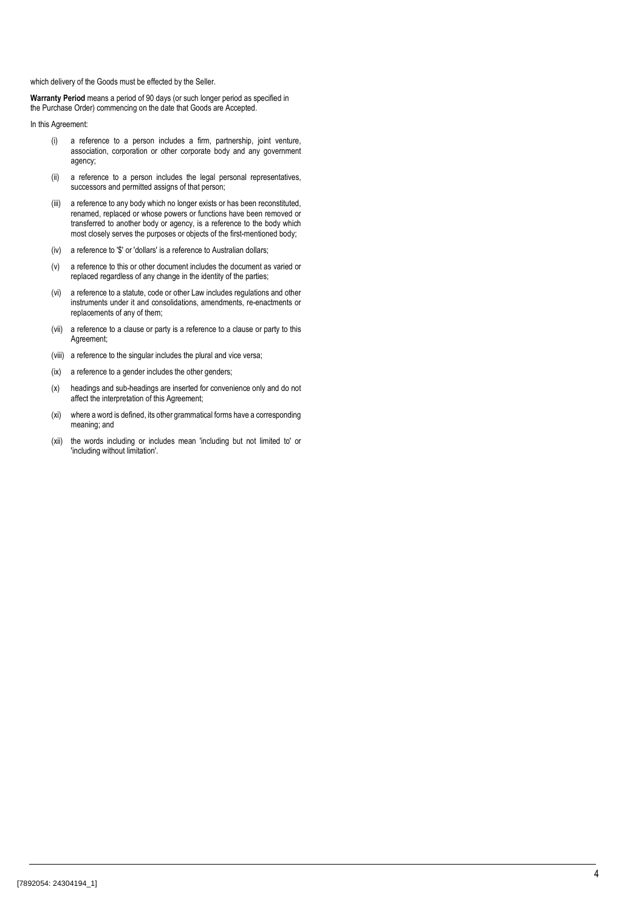which delivery of the Goods must be effected by the Seller.

**Warranty Period** means a period of 90 days (or such longer period as specified in the Purchase Order) commencing on the date that Goods are Accepted.

In this Agreement:

(i) a reference to a person includes a firm, partnership, joint venture, association, corporation or other corporate body and any government agency;

(ii) a reference to a person includes the legal personal representatives, successors and permitted assigns of that person;

(iii) a reference to any body which no longer exists or has been reconstituted, renamed, replaced or whose powers or functions have been removed or transferred to another body or agency, is a reference to the body which most closely serves the purposes or objects of the first-mentioned body;

(iv) a reference to '$' or 'dollars' is a reference to Australian dollars;

(v) a reference to this or other document includes the document as varied or replaced regardless of any change in the identity of the parties;

(vi) a reference to a statute, code or other Law includes regulations and other instruments under it and consolidations, amendments, re-enactments or replacements of any of them;

(vii) a reference to a clause or party is a reference to a clause or party to this Agreement;

(viii) a reference to the singular includes the plural and vice versa;

(ix) a reference to a gender includes the other genders;

(x) headings and sub-headings are inserted for convenience only and do not affect the interpretation of this Agreement;

(xi) where a word is defined, its other grammatical forms have a corresponding meaning; and

(xii) the words including or includes mean 'including but not limited to' or 'including without limitation'.

[7892054: 24304194_1]